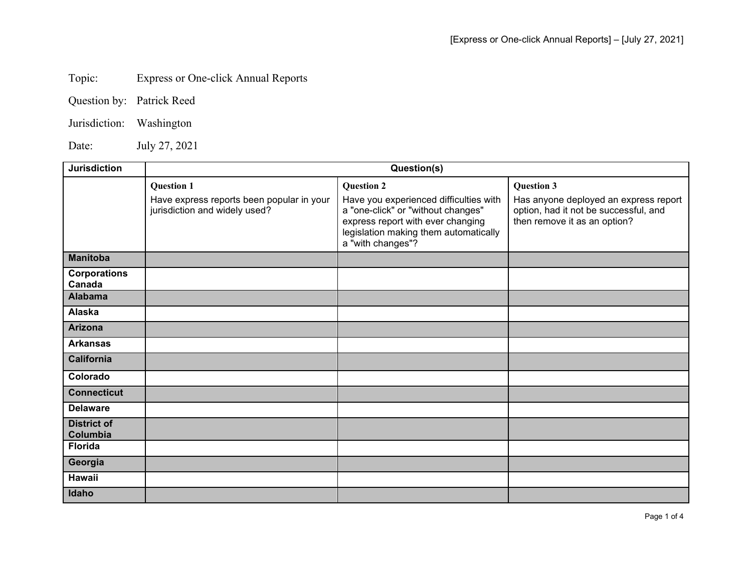Topic: Express or One-click Annual Reports

Question by: Patrick Reed

Jurisdiction: Washington

Date: July 27, 2021

| Jurisdiction | Question(s) | | |
|---|---|---|---|
| | **Question 1**<br>Have express reports been popular in your jurisdiction and widely used? | **Question 2**<br>Have you experienced difficulties with a "one-click" or "without changes" express report with ever changing legislation making them automatically a "with changes"? | **Question 3**<br>Has anyone deployed an express report option, had it not be successful, and then remove it as an option? |
| **Manitoba** | | | |
| **Corporations Canada** | | | |
| **Alabama** | | | |
| **Alaska** | | | |
| **Arizona** | | | |
| **Arkansas** | | | |
| **California** | | | |
| **Colorado** | | | |
| **Connecticut** | | | |
| **Delaware** | | | |
| **District of Columbia** | | | |
| **Florida** | | | |
| **Georgia** | | | |
| **Hawaii** | | | |
| **Idaho** | | | |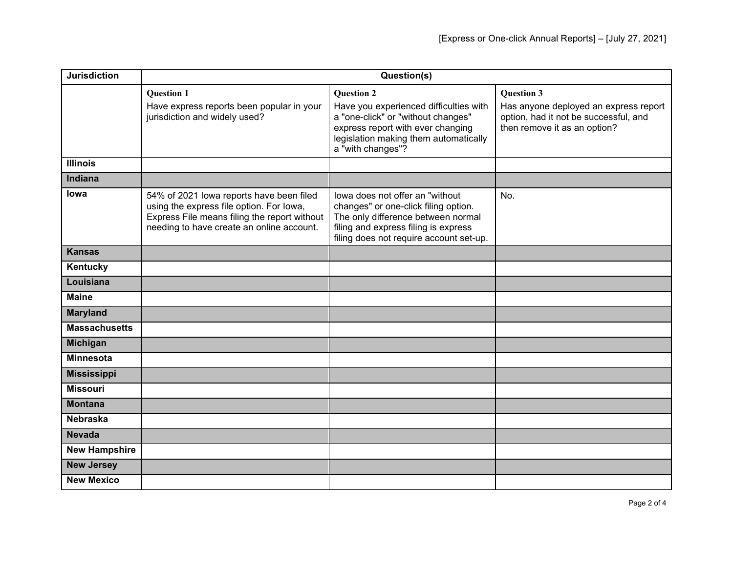| Jurisdiction | Question(s) | | |
|---|---|---|---|
| | **Question 1** Have express reports been popular in your jurisdiction and widely used? | **Question 2** Have you experienced difficulties with a "one-click" or "without changes" express report with ever changing legislation making them automatically a "with changes"? | **Question 3** Has anyone deployed an express report option, had it not be successful, and then remove it as an option? |
| **Illinois** | | | |
| **Indiana** | | | |
| **Iowa** | 54% of 2021 Iowa reports have been filed using the express file option. For Iowa, Express File means filing the report without needing to have create an online account. | Iowa does not offer an "without changes" or one-click filing option. The only difference between normal filing and express filing is express filing does not require account set-up. | No. |
| **Kansas** | | | |
| **Kentucky** | | | |
| **Louisiana** | | | |
| **Maine** | | | |
| **Maryland** | | | |
| **Massachusetts** | | | |
| **Michigan** | | | |
| **Minnesota** | | | |
| **Mississippi** | | | |
| **Missouri** | | | |
| **Montana** | | | |
| **Nebraska** | | | |
| **Nevada** | | | |
| **New Hampshire** | | | |
| **New Jersey** | | | |
| **New Mexico** | | | |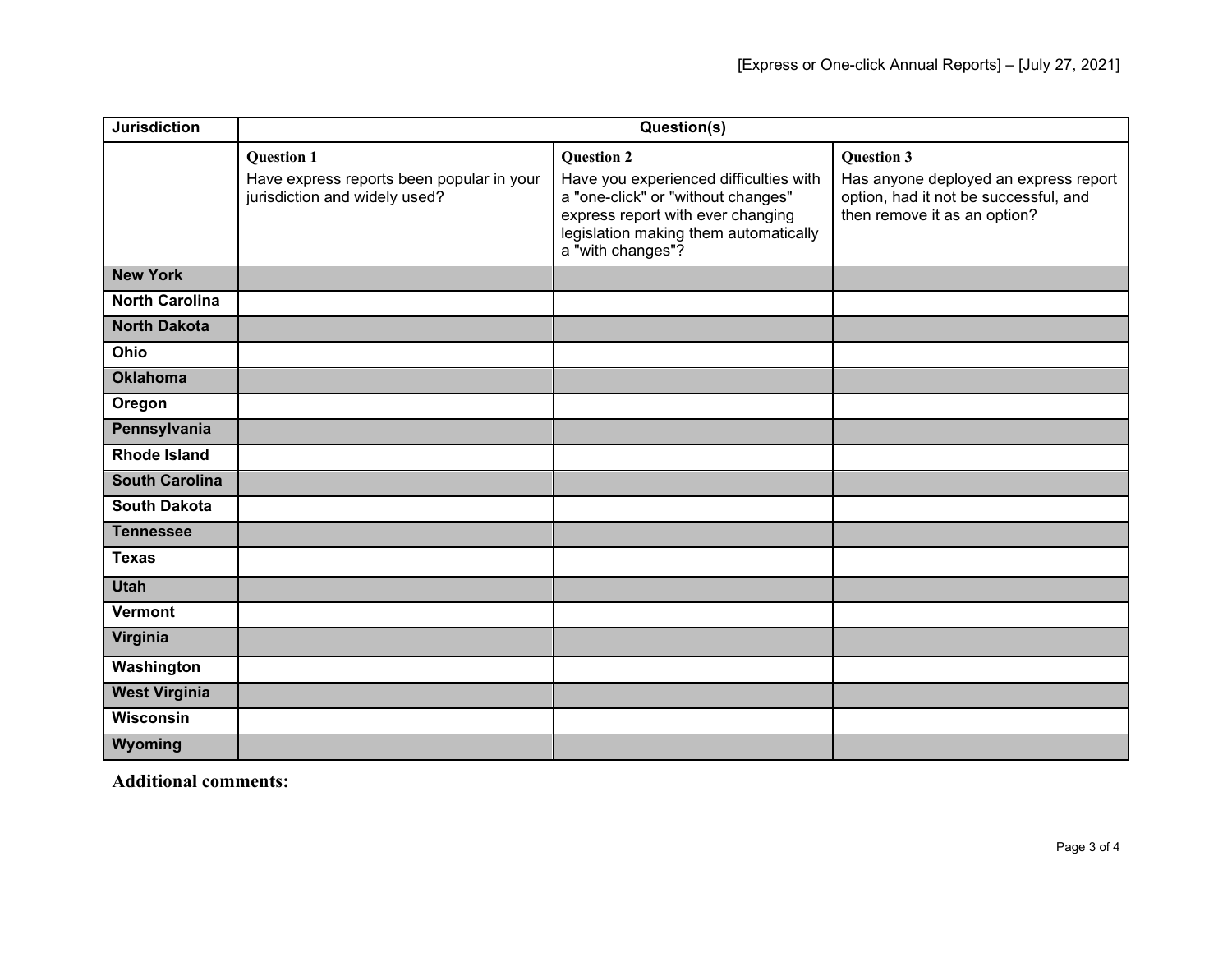| Jurisdiction | Question(s) | | |
|---|---|---|---|
| | **Question 1** Have express reports been popular in your jurisdiction and widely used? | **Question 2** Have you experienced difficulties with a "one-click" or "without changes" express report with ever changing legislation making them automatically a "with changes"? | **Question 3** Has anyone deployed an express report option, had it not be successful, and then remove it as an option? |
| **New York** | | | |
| **North Carolina** | | | |
| **North Dakota** | | | |
| **Ohio** | | | |
| **Oklahoma** | | | |
| **Oregon** | | | |
| **Pennsylvania** | | | |
| **Rhode Island** | | | |
| **South Carolina** | | | |
| **South Dakota** | | | |
| **Tennessee** | | | |
| **Texas** | | | |
| **Utah** | | | |
| **Vermont** | | | |
| **Virginia** | | | |
| **Washington** | | | |
| **West Virginia** | | | |
| **Wisconsin** | | | |
| **Wyoming** | | | |

**Additional comments:**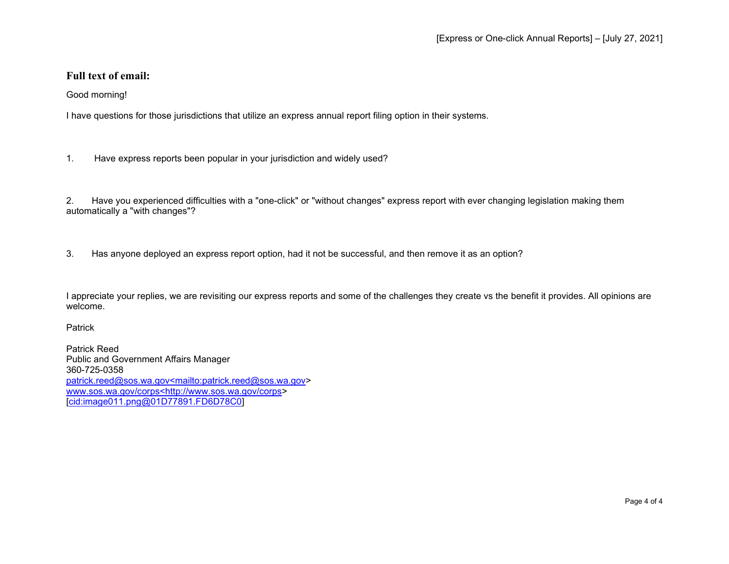## Full text of email:

Good morning!

I have questions for those jurisdictions that utilize an express annual report filing option in their systems.

1. Have express reports been popular in your jurisdiction and widely used?

2. Have you experienced difficulties with a "one-click" or "without changes" express report with ever changing legislation making them automatically a "with changes"?

3. Has anyone deployed an express report option, had it not be successful, and then remove it as an option?

I appreciate your replies, we are revisiting our express reports and some of the challenges they create vs the benefit it provides. All opinions are welcome.

Patrick

Patrick Reed
Public and Government Affairs Manager
360-725-0358
patrick.reed@sos.wa.gov<mailto:patrick.reed@sos.wa.gov>
www.sos.wa.gov/corps<http://www.sos.wa.gov/corps>
[cid:image011.png@01D77891.FD6D78C0]